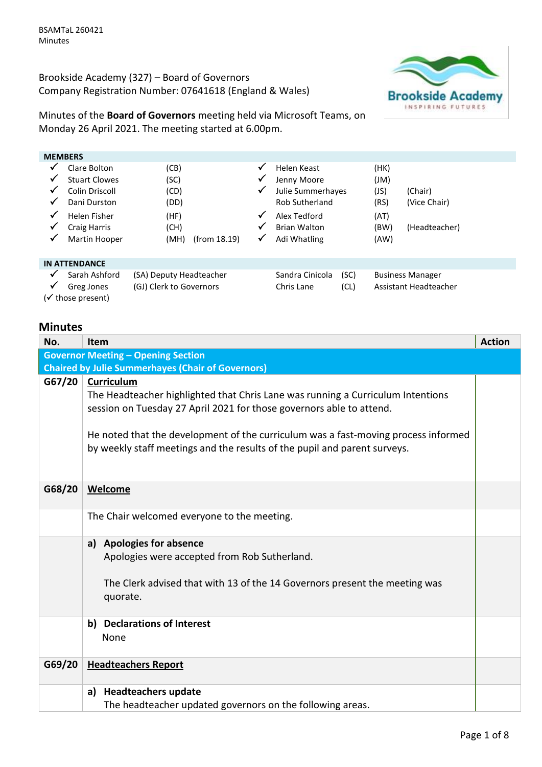BSAMTaL 260421
Minutes

Brookside Academy (327) – Board of Governors
Company Registration Number: 07641618 (England & Wales)

Minutes of the **Board of Governors** meeting held via Microsoft Teams, on Monday 26 April 2021. The meeting started at 6.00pm.

**MEMBERS**

| | Name | Initials | Notes | | Name | Initials | Notes |
|---|---|---|---|---|---|---|---|
| ✓ | Clare Bolton | (CB) | | ✓ | Helen Keast | (HK) | |
| ✓ | Stuart Clowes | (SC) | | ✓ | Jenny Moore | (JM) | |
| ✓ | Colin Driscoll | (CD) | | ✓ | Julie Summerhayes | (JS) | (Chair) |
| ✓ | Dani Durston | (DD) | | | Rob Sutherland | (RS) | (Vice Chair) |
| ✓ | Helen Fisher | (HF) | | ✓ | Alex Tedford | (AT) | |
| ✓ | Craig Harris | (CH) | | ✓ | Brian Walton | (BW) | (Headteacher) |
| ✓ | Martin Hooper | (MH) | (from 18.19) | ✓ | Adi Whatling | (AW) | |

**IN ATTENDANCE**

| | Name | Role | Name | Initials | Role |
|---|---|---|---|---|---|
| ✓ | Sarah Ashford | (SA) Deputy Headteacher | Sandra Cinicola | (SC) | Business Manager |
| ✓ | Greg Jones | (GJ) Clerk to Governors | Chris Lane | (CL) | Assistant Headteacher |

(✓ those present)

## Minutes

| No. | Item | Action |
|---|---|---|
| **Governor Meeting – Opening Section**<br>**Chaired by Julie Summerhayes (Chair of Governors)** | | |
| **G67/20** | **Curriculum**<br>The Headteacher highlighted that Chris Lane was running a Curriculum Intentions session on Tuesday 27 April 2021 for those governors able to attend.<br><br>He noted that the development of the curriculum was a fast-moving process informed by weekly staff meetings and the results of the pupil and parent surveys. | |
| **G68/20** | **Welcome** | |
| | The Chair welcomed everyone to the meeting. | |
| | **a) Apologies for absence**<br>Apologies were accepted from Rob Sutherland.<br><br>The Clerk advised that with 13 of the 14 Governors present the meeting was quorate. | |
| | **b) Declarations of Interest**<br>None | |
| **G69/20** | **Headteachers Report** | |
| | **a) Headteachers update**<br>The headteacher updated governors on the following areas. | |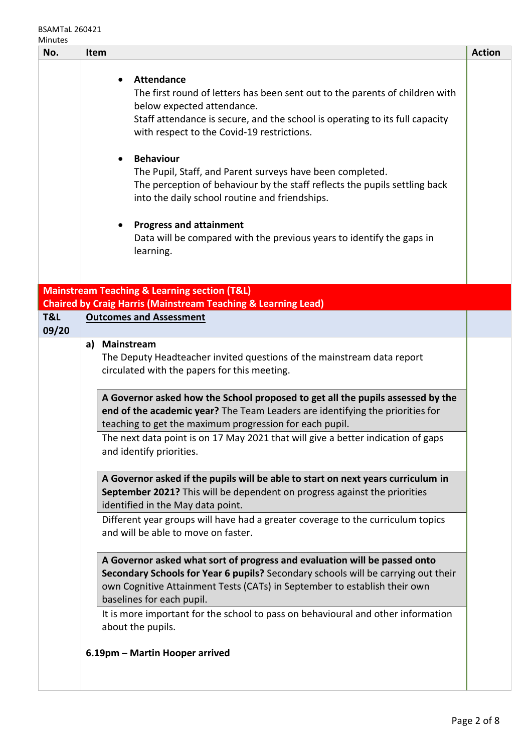| No. | Item | Action |
|---|---|---|
| | • **Attendance**<br>The first round of letters has been sent out to the parents of children with below expected attendance.<br>Staff attendance is secure, and the school is operating to its full capacity with respect to the Covid-19 restrictions.<br><br>• **Behaviour**<br>The Pupil, Staff, and Parent surveys have been completed.<br>The perception of behaviour by the staff reflects the pupils settling back into the daily school routine and friendships.<br><br>• **Progress and attainment**<br>Data will be compared with the previous years to identify the gaps in learning. | |
| **Mainstream Teaching & Learning section (T&L)<br>Chaired by Craig Harris (Mainstream Teaching & Learning Lead)** | | |
| **T&L 09/20** | **Outcomes and Assessment** | |
| | **a) Mainstream**<br>The Deputy Headteacher invited questions of the mainstream data report circulated with the papers for this meeting.<br><br>**A Governor asked how the School proposed to get all the pupils assessed by the end of the academic year?** The Team Leaders are identifying the priorities for teaching to get the maximum progression for each pupil.<br>The next data point is on 17 May 2021 that will give a better indication of gaps and identify priorities.<br><br>**A Governor asked if the pupils will be able to start on next years curriculum in September 2021?** This will be dependent on progress against the priorities identified in the May data point.<br>Different year groups will have had a greater coverage to the curriculum topics and will be able to move on faster.<br><br>**A Governor asked what sort of progress and evaluation will be passed onto Secondary Schools for Year 6 pupils?** Secondary schools will be carrying out their own Cognitive Attainment Tests (CATs) in September to establish their own baselines for each pupil.<br>It is more important for the school to pass on behavioural and other information about the pupils.<br><br>**6.19pm – Martin Hooper arrived** | |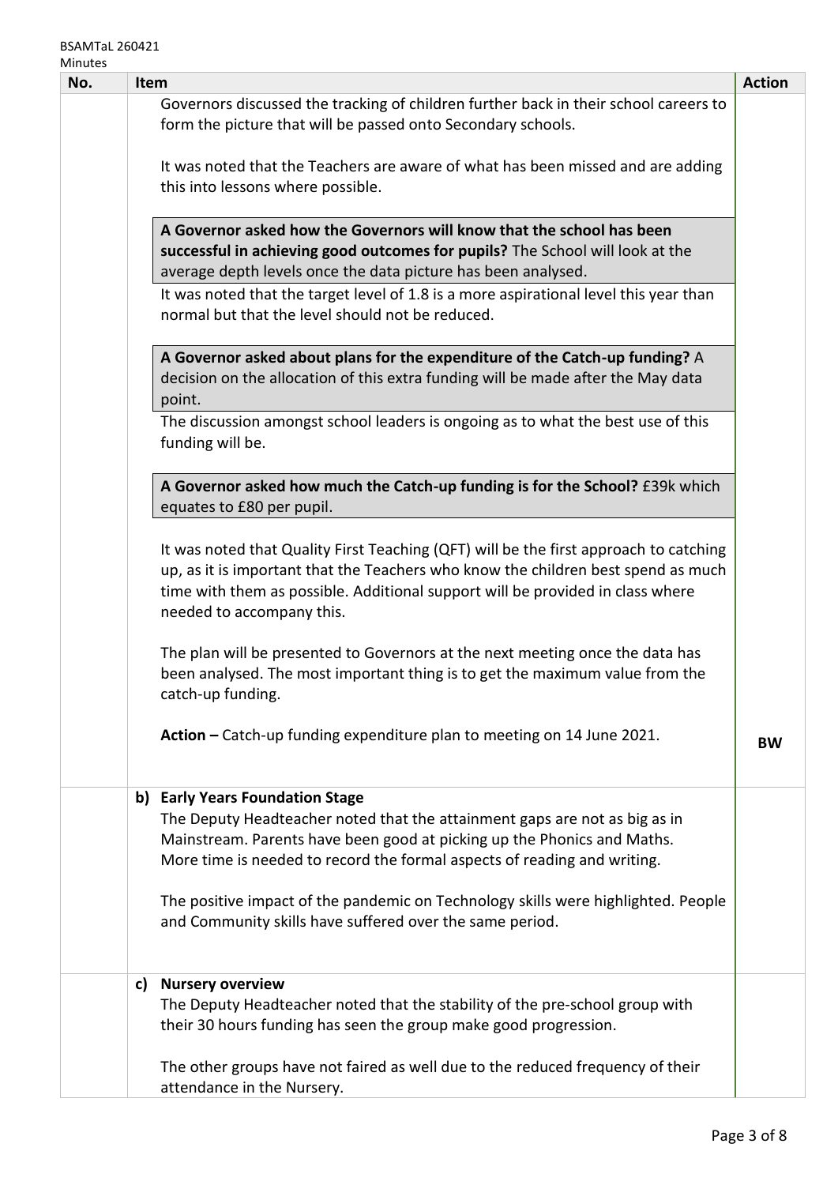| No. | Item | Action |
|---|---|---|
| | Governors discussed the tracking of children further back in their school careers to form the picture that will be passed onto Secondary schools.<br><br>It was noted that the Teachers are aware of what has been missed and are adding this into lessons where possible.<br><br>**A Governor asked how the Governors will know that the school has been successful in achieving good outcomes for pupils?** The School will look at the average depth levels once the data picture has been analysed.<br>It was noted that the target level of 1.8 is a more aspirational level this year than normal but that the level should not be reduced.<br><br>**A Governor asked about plans for the expenditure of the Catch-up funding?** A decision on the allocation of this extra funding will be made after the May data point.<br>The discussion amongst school leaders is ongoing as to what the best use of this funding will be.<br><br>**A Governor asked how much the Catch-up funding is for the School?** £39k which equates to £80 per pupil.<br><br>It was noted that Quality First Teaching (QFT) will be the first approach to catching up, as it is important that the Teachers who know the children best spend as much time with them as possible. Additional support will be provided in class where needed to accompany this.<br><br>The plan will be presented to Governors at the next meeting once the data has been analysed. The most important thing is to get the maximum value from the catch-up funding.<br><br>**Action –** Catch-up funding expenditure plan to meeting on 14 June 2021. | **BW** |
| | **b) Early Years Foundation Stage**<br>The Deputy Headteacher noted that the attainment gaps are not as big as in Mainstream. Parents have been good at picking up the Phonics and Maths. More time is needed to record the formal aspects of reading and writing.<br><br>The positive impact of the pandemic on Technology skills were highlighted. People and Community skills have suffered over the same period. | |
| | **c) Nursery overview**<br>The Deputy Headteacher noted that the stability of the pre-school group with their 30 hours funding has seen the group make good progression.<br><br>The other groups have not faired as well due to the reduced frequency of their attendance in the Nursery. | |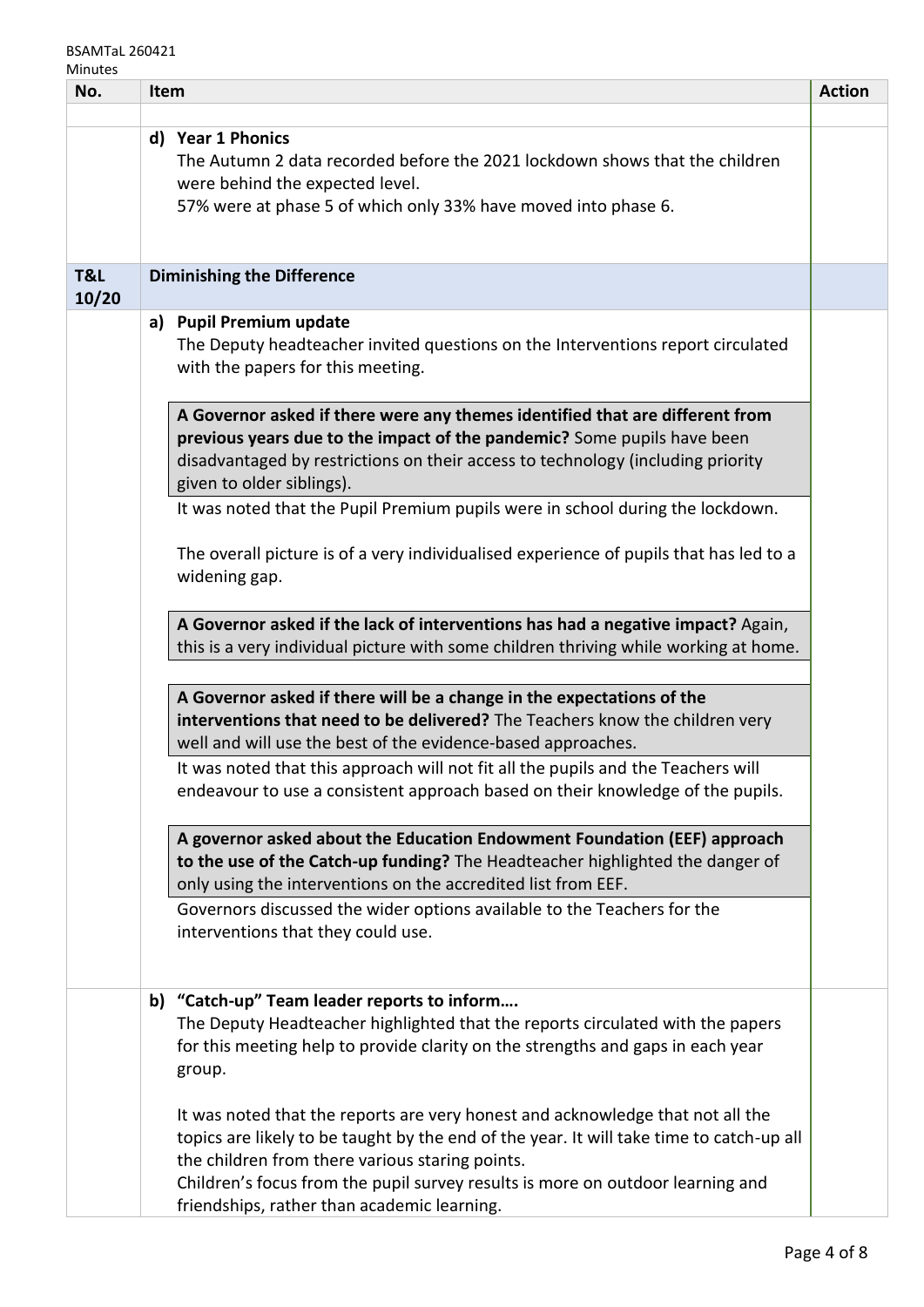| No. | Item | Action |
| --- | --- | --- |
| | | |
| | **d) Year 1 Phonics**<br>The Autumn 2 data recorded before the 2021 lockdown shows that the children were behind the expected level.<br>57% were at phase 5 of which only 33% have moved into phase 6. | |
| **T&L 10/20** | **Diminishing the Difference** | |
| | **a) Pupil Premium update**<br>The Deputy headteacher invited questions on the Interventions report circulated with the papers for this meeting.<br><br>**A Governor asked if there were any themes identified that are different from previous years due to the impact of the pandemic?** Some pupils have been disadvantaged by restrictions on their access to technology (including priority given to older siblings).<br>It was noted that the Pupil Premium pupils were in school during the lockdown.<br><br>The overall picture is of a very individualised experience of pupils that has led to a widening gap.<br><br>**A Governor asked if the lack of interventions has had a negative impact?** Again, this is a very individual picture with some children thriving while working at home.<br><br>**A Governor asked if there will be a change in the expectations of the interventions that need to be delivered?** The Teachers know the children very well and will use the best of the evidence-based approaches.<br>It was noted that this approach will not fit all the pupils and the Teachers will endeavour to use a consistent approach based on their knowledge of the pupils.<br><br>**A governor asked about the Education Endowment Foundation (EEF) approach to the use of the Catch-up funding?** The Headteacher highlighted the danger of only using the interventions on the accredited list from EEF.<br>Governors discussed the wider options available to the Teachers for the interventions that they could use. | |
| | **b) "Catch-up" Team leader reports to inform….**<br>The Deputy Headteacher highlighted that the reports circulated with the papers for this meeting help to provide clarity on the strengths and gaps in each year group.<br><br>It was noted that the reports are very honest and acknowledge that not all the topics are likely to be taught by the end of the year. It will take time to catch-up all the children from there various staring points.<br>Children's focus from the pupil survey results is more on outdoor learning and friendships, rather than academic learning. | |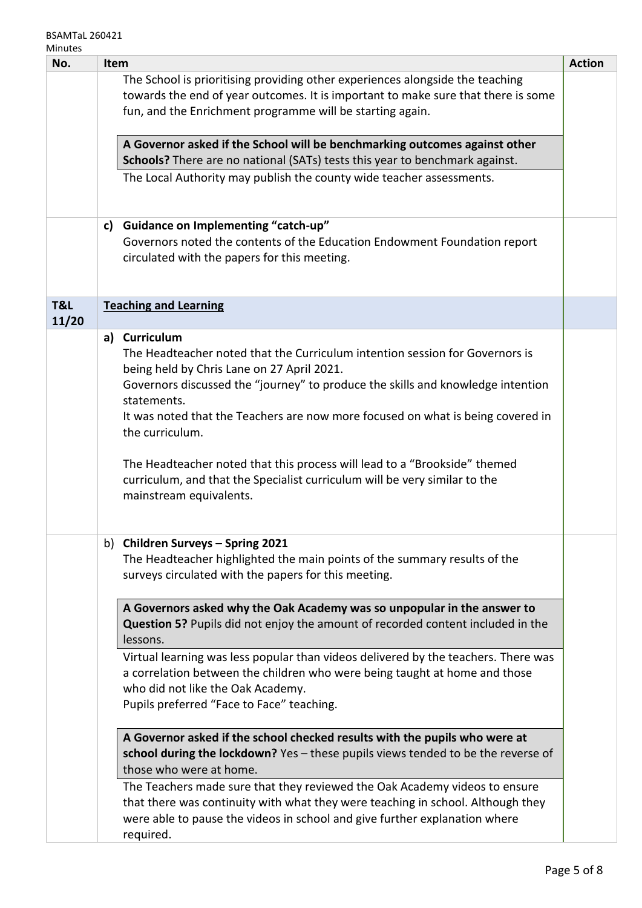| No. | Item | Action |
|---|---|---|
| | The School is prioritising providing other experiences alongside the teaching towards the end of year outcomes. It is important to make sure that there is some fun, and the Enrichment programme will be starting again.<br><br>**A Governor asked if the School will be benchmarking outcomes against other Schools?** There are no national (SATs) tests this year to benchmark against.<br>The Local Authority may publish the county wide teacher assessments. | |
| | **c) Guidance on Implementing "catch-up"**<br>Governors noted the contents of the Education Endowment Foundation report circulated with the papers for this meeting. | |
| **T&L 11/20** | **Teaching and Learning** | |
| | **a) Curriculum**<br>The Headteacher noted that the Curriculum intention session for Governors is being held by Chris Lane on 27 April 2021.<br>Governors discussed the "journey" to produce the skills and knowledge intention statements.<br>It was noted that the Teachers are now more focused on what is being covered in the curriculum.<br><br>The Headteacher noted that this process will lead to a "Brookside" themed curriculum, and that the Specialist curriculum will be very similar to the mainstream equivalents. | |
| | b) **Children Surveys – Spring 2021**<br>The Headteacher highlighted the main points of the summary results of the surveys circulated with the papers for this meeting.<br><br>**A Governors asked why the Oak Academy was so unpopular in the answer to Question 5?** Pupils did not enjoy the amount of recorded content included in the lessons.<br>Virtual learning was less popular than videos delivered by the teachers. There was a correlation between the children who were being taught at home and those who did not like the Oak Academy.<br>Pupils preferred "Face to Face" teaching.<br><br>**A Governor asked if the school checked results with the pupils who were at school during the lockdown?** Yes – these pupils views tended to be the reverse of those who were at home.<br>The Teachers made sure that they reviewed the Oak Academy videos to ensure that there was continuity with what they were teaching in school. Although they were able to pause the videos in school and give further explanation where required. | |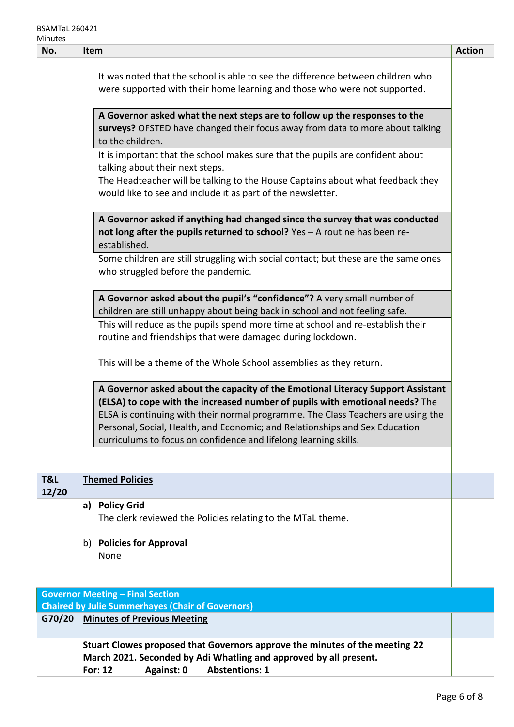| No. | Item | Action |
|---|---|---|
| | It was noted that the school is able to see the difference between children who were supported with their home learning and those who were not supported.<br><br>**A Governor asked what the next steps are to follow up the responses to the surveys?** OFSTED have changed their focus away from data to more about talking to the children.<br>It is important that the school makes sure that the pupils are confident about talking about their next steps.<br>The Headteacher will be talking to the House Captains about what feedback they would like to see and include it as part of the newsletter.<br><br>**A Governor asked if anything had changed since the survey that was conducted not long after the pupils returned to school?** Yes – A routine has been re-established.<br>Some children are still struggling with social contact; but these are the same ones who struggled before the pandemic.<br><br>**A Governor asked about the pupil's "confidence"?** A very small number of children are still unhappy about being back in school and not feeling safe.<br>This will reduce as the pupils spend more time at school and re-establish their routine and friendships that were damaged during lockdown.<br><br>This will be a theme of the Whole School assemblies as they return.<br><br>**A Governor asked about the capacity of the Emotional Literacy Support Assistant (ELSA) to cope with the increased number of pupils with emotional needs?** The ELSA is continuing with their normal programme. The Class Teachers are using the Personal, Social, Health, and Economic; and Relationships and Sex Education curriculums to focus on confidence and lifelong learning skills. | |
| **T&L 12/20** | **Themed Policies** | |
| | **a) Policy Grid**<br>The clerk reviewed the Policies relating to the MTaL theme.<br><br>b) **Policies for Approval**<br>None | |
| **Governor Meeting – Final Section**<br>**Chaired by Julie Summerhayes (Chair of Governors)** | | |
| **G70/20** | **Minutes of Previous Meeting** | |
| | **Stuart Clowes proposed that Governors approve the minutes of the meeting 22 March 2021. Seconded by Adi Whatling and approved by all present.**<br>**For: 12 Against: 0 Abstentions: 1** | |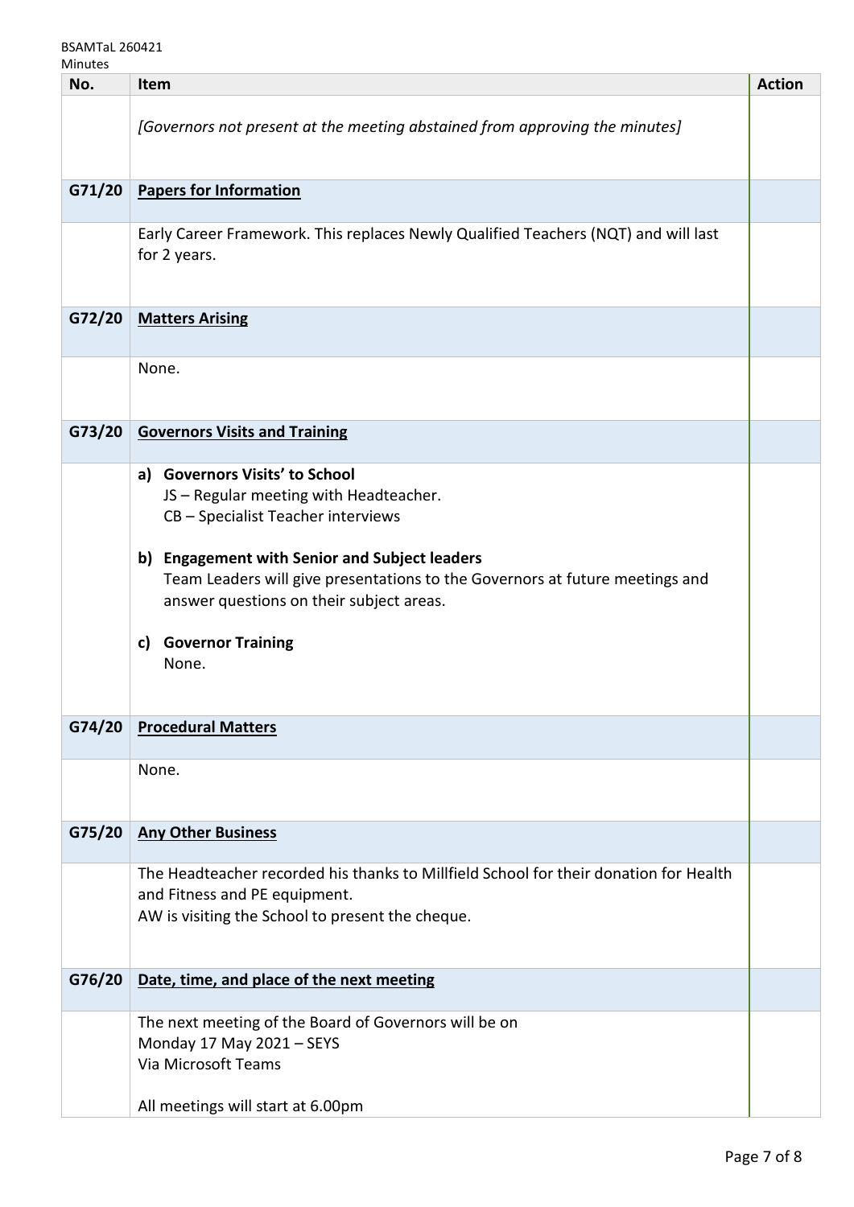| No. | Item | Action |
|---|---|---|
| | *[Governors not present at the meeting abstained from approving the minutes]* | |
| **G71/20** | **Papers for Information** | |
| | Early Career Framework. This replaces Newly Qualified Teachers (NQT) and will last for 2 years. | |
| **G72/20** | **Matters Arising** | |
| | None. | |
| **G73/20** | **Governors Visits and Training** | |
| | **a) Governors Visits' to School**<br>JS – Regular meeting with Headteacher.<br>CB – Specialist Teacher interviews<br><br>**b) Engagement with Senior and Subject leaders**<br>Team Leaders will give presentations to the Governors at future meetings and answer questions on their subject areas.<br><br>**c) Governor Training**<br>None. | |
| **G74/20** | **Procedural Matters** | |
| | None. | |
| **G75/20** | **Any Other Business** | |
| | The Headteacher recorded his thanks to Millfield School for their donation for Health and Fitness and PE equipment.<br>AW is visiting the School to present the cheque. | |
| **G76/20** | **Date, time, and place of the next meeting** | |
| | The next meeting of the Board of Governors will be on<br>Monday 17 May 2021 – SEYS<br>Via Microsoft Teams<br><br>All meetings will start at 6.00pm | |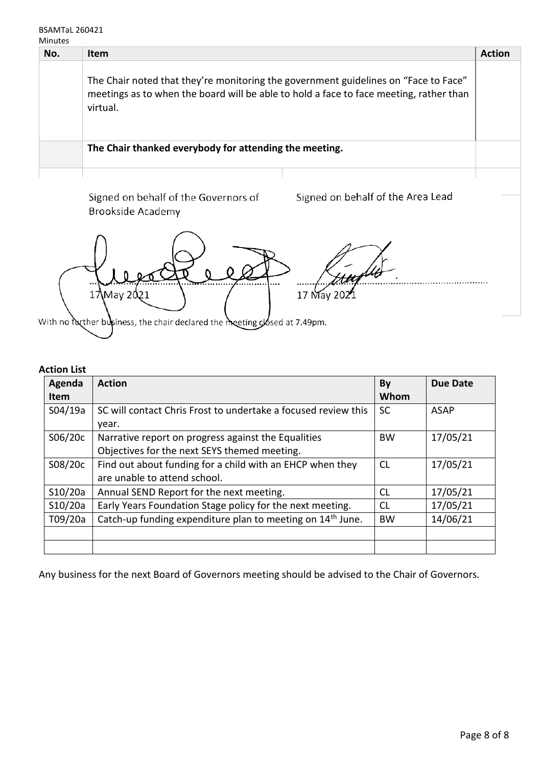| No. | Item | Action |
| --- | --- | --- |
| | The Chair noted that they're monitoring the government guidelines on "Face to Face" meetings as to when the board will be able to hold a face to face meeting, rather than virtual. | |
| | **The Chair thanked everybody for attending the meeting.** | |

Signed on behalf of the Governors of Brookside Academy

17 May 2021

Signed on behalf of the Area Lead

17 May 2021

With no further business, the chair declared the meeting closed at 7.49pm.

**Action List**

| Agenda Item | Action | By Whom | Due Date |
| --- | --- | --- | --- |
| S04/19a | SC will contact Chris Frost to undertake a focused review this year. | SC | ASAP |
| S06/20c | Narrative report on progress against the Equalities Objectives for the next SEYS themed meeting. | BW | 17/05/21 |
| S08/20c | Find out about funding for a child with an EHCP when they are unable to attend school. | CL | 17/05/21 |
| S10/20a | Annual SEND Report for the next meeting. | CL | 17/05/21 |
| S10/20a | Early Years Foundation Stage policy for the next meeting. | CL | 17/05/21 |
| T09/20a | Catch-up funding expenditure plan to meeting on 14th June. | BW | 14/06/21 |
| | | | |
| | | | |

Any business for the next Board of Governors meeting should be advised to the Chair of Governors.